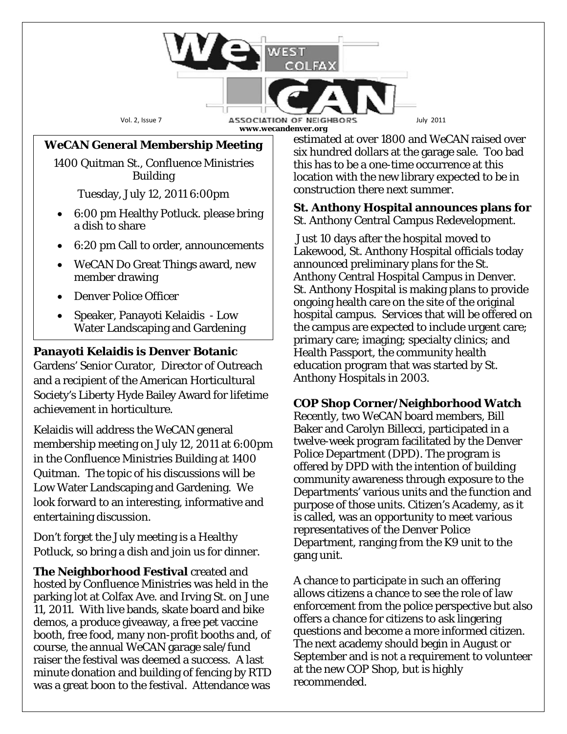# WeCAN West Colfax Association of Neighbors

Vol. 2, Issue 7 — July 2011

www.wecandenver.org

## WeCAN General Membership Meeting

1400 Quitman St., Confluence Ministries Building

Tuesday, July 12, 2011 6:00pm

- 6:00 pm Healthy Potluck. please bring a dish to share
- 6:20 pm Call to order, announcements
- WeCAN Do Great Things award, new member drawing
- Denver Police Officer
- Speaker, Panayoti Kelaidis - Low Water Landscaping and Gardening

**Panayoti Kelaidis is Denver Botanic** Gardens' Senior Curator, Director of Outreach and a recipient of the American Horticultural Society's Liberty Hyde Bailey Award for lifetime achievement in horticulture.

Kelaidis will address the WeCAN general membership meeting on July 12, 2011 at 6:00pm in the Confluence Ministries Building at 1400 Quitman. The topic of his discussions will be Low Water Landscaping and Gardening. We look forward to an interesting, informative and entertaining discussion.

Don't forget the July meeting is a Healthy Potluck, so bring a dish and join us for dinner.

**The Neighborhood Festival** created and hosted by Confluence Ministries was held in the parking lot at Colfax Ave. and Irving St. on June 11, 2011. With live bands, skate board and bike demos, a produce giveaway, a free pet vaccine booth, free food, many non-profit booths and, of course, the annual WeCAN garage sale/fund raiser the festival was deemed a success. A last minute donation and building of fencing by RTD was a great boon to the festival. Attendance was estimated at over 1800 and WeCAN raised over six hundred dollars at the garage sale. Too bad this has to be a one-time occurrence at this location with the new library expected to be in construction there next summer.

**St. Anthony Hospital announces plans for** St. Anthony Central Campus Redevelopment.

Just 10 days after the hospital moved to Lakewood, St. Anthony Hospital officials today announced preliminary plans for the St. Anthony Central Hospital Campus in Denver. St. Anthony Hospital is making plans to provide ongoing health care on the site of the original hospital campus. Services that will be offered on the campus are expected to include urgent care; primary care; imaging; specialty clinics; and Health Passport, the community health education program that was started by St. Anthony Hospitals in 2003.

**COP Shop Corner/Neighborhood Watch**

Recently, two WeCAN board members, Bill Baker and Carolyn Billecci, participated in a twelve-week program facilitated by the Denver Police Department (DPD). The program is offered by DPD with the intention of building community awareness through exposure to the Departments' various units and the function and purpose of those units. Citizen's Academy, as it is called, was an opportunity to meet various representatives of the Denver Police Department, ranging from the K9 unit to the gang unit.

A chance to participate in such an offering allows citizens a chance to see the role of law enforcement from the police perspective but also offers a chance for citizens to ask lingering questions and become a more informed citizen. The next academy should begin in August or September and is not a requirement to volunteer at the new COP Shop, but is highly recommended.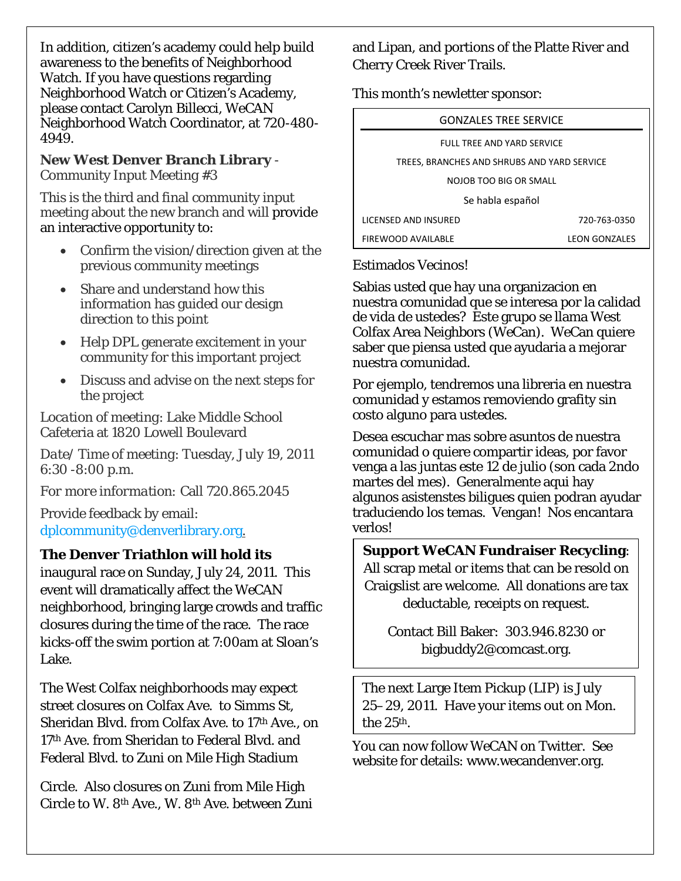In addition, citizen's academy could help build awareness to the benefits of Neighborhood Watch. If you have questions regarding Neighborhood Watch or Citizen's Academy, please contact Carolyn Billecci, WeCAN Neighborhood Watch Coordinator, at 720-480-4949.

**New West Denver Branch Library** - Community Input Meeting #3

This is the third and final community input meeting about the new branch and will provide an interactive opportunity to:

- Confirm the vision/direction given at the previous community meetings
- Share and understand how this information has guided our design direction to this point
- Help DPL generate excitement in your community for this important project
- Discuss and advise on the next steps for the project

*Location of meeting:* Lake Middle School Cafeteria at 1820 Lowell Boulevard

*Date/Time of meeting:* Tuesday, July 19, 2011 6:30 -8:00 p.m.

*For more information:* Call 720.865.2045

Provide feedback by email: dplcommunity@denverlibrary.org.

**The Denver Triathlon will hold its** inaugural race on Sunday, July 24, 2011. This event will dramatically affect the WeCAN neighborhood, bringing large crowds and traffic closures during the time of the race. The race kicks-off the swim portion at 7:00am at Sloan's Lake.

The West Colfax neighborhoods may expect street closures on Colfax Ave. to Simms St, Sheridan Blvd. from Colfax Ave. to 17th Ave., on 17th Ave. from Sheridan to Federal Blvd. and Federal Blvd. to Zuni on Mile High Stadium Circle. Also closures on Zuni from Mile High Circle to W. 8th Ave., W. 8th Ave. between Zuni and Lipan, and portions of the Platte River and Cherry Creek River Trails.

This month's newletter sponsor:

| GONZALES TREE SERVICE | |
|---|---|
| FULL TREE AND YARD SERVICE | |
| TREES, BRANCHES AND SHRUBS AND YARD SERVICE | |
| NOJOB TOO BIG OR SMALL | |
| Se habla español | |
| LICENSED AND INSURED | 720-763-0350 |
| FIREWOOD AVAILABLE | LEON GONZALES |

Estimados Vecinos!

Sabias usted que hay una organizacion en nuestra comunidad que se interesa por la calidad de vida de ustedes? Este grupo se llama West Colfax Area Neighbors (WeCan). WeCan quiere saber que piensa usted que ayudaria a mejorar nuestra comunidad.

Por ejemplo, tendremos una libreria en nuestra comunidad y estamos removiendo grafity sin costo alguno para ustedes.

Desea escuchar mas sobre asuntos de nuestra comunidad o quiere compartir ideas, por favor venga a las juntas este 12 de julio (son cada 2ndo martes del mes). Generalmente aqui hay algunos asistenstes biligues quien podran ayudar traduciendo los temas. Vengan! Nos encantara verlos!

**Support WeCAN Fundraiser Recycling**: All scrap metal or items that can be resold on Craigslist are welcome. All donations are tax deductable, receipts on request.

Contact Bill Baker: 303.946.8230 or bigbuddy2@comcast.org.

The next Large Item Pickup (LIP) is July 25–29, 2011. Have your items out on Mon. the 25th.

You can now follow WeCAN on Twitter. See website for details: www.wecandenver.org.